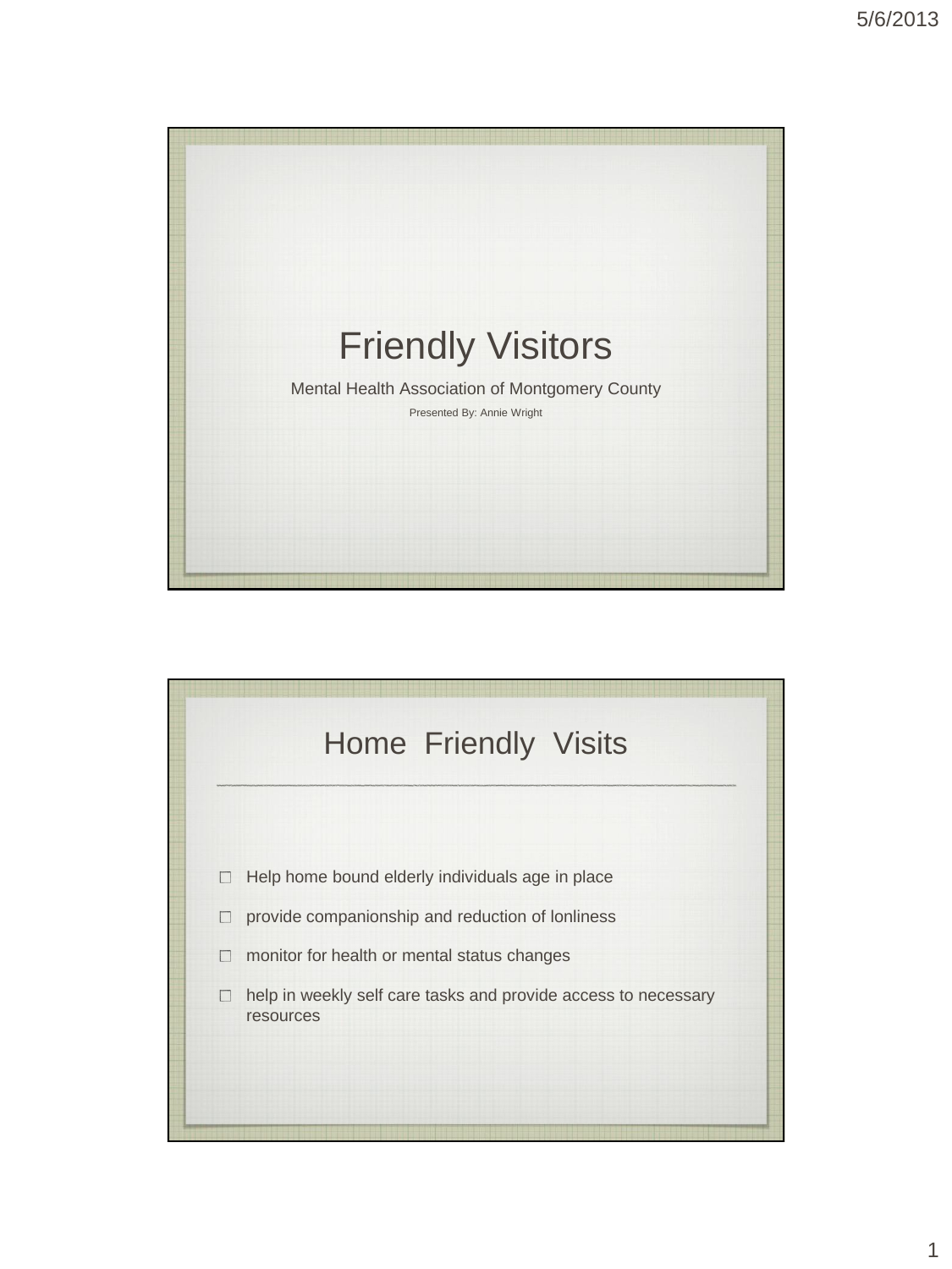# Friendly Visitors

Mental Health Association of Montgomery County

Presented By: Annie Wright

## Home Friendly Visits

- Help home bound elderly individuals age in place
- provide companionship and reduction of lonliness
- monitor for health or mental status changes
- help in weekly self care tasks and provide access to necessary resources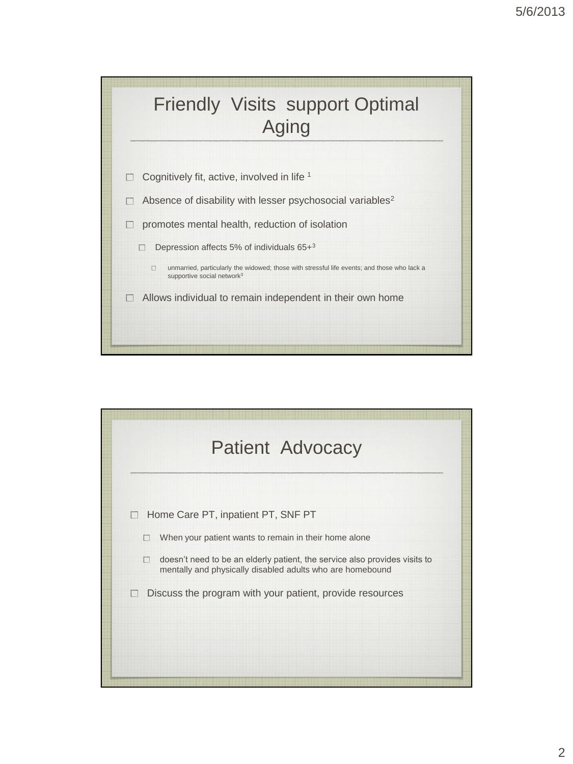# Friendly Visits support Optimal Aging

- Cognitively fit, active, involved in life [1]
- Absence of disability with lesser psychosocial variables[2]
- promotes mental health, reduction of isolation
  - Depression affects 5% of individuals 65+[3]
    - unmarried, particularly the widowed; those with stressful life events; and those who lack a supportive social network[3]
- Allows individual to remain independent in their own home

# Patient Advocacy

- Home Care PT, inpatient PT, SNF PT
  - When your patient wants to remain in their home alone
  - doesn't need to be an elderly patient, the service also provides visits to mentally and physically disabled adults who are homebound
- Discuss the program with your patient, provide resources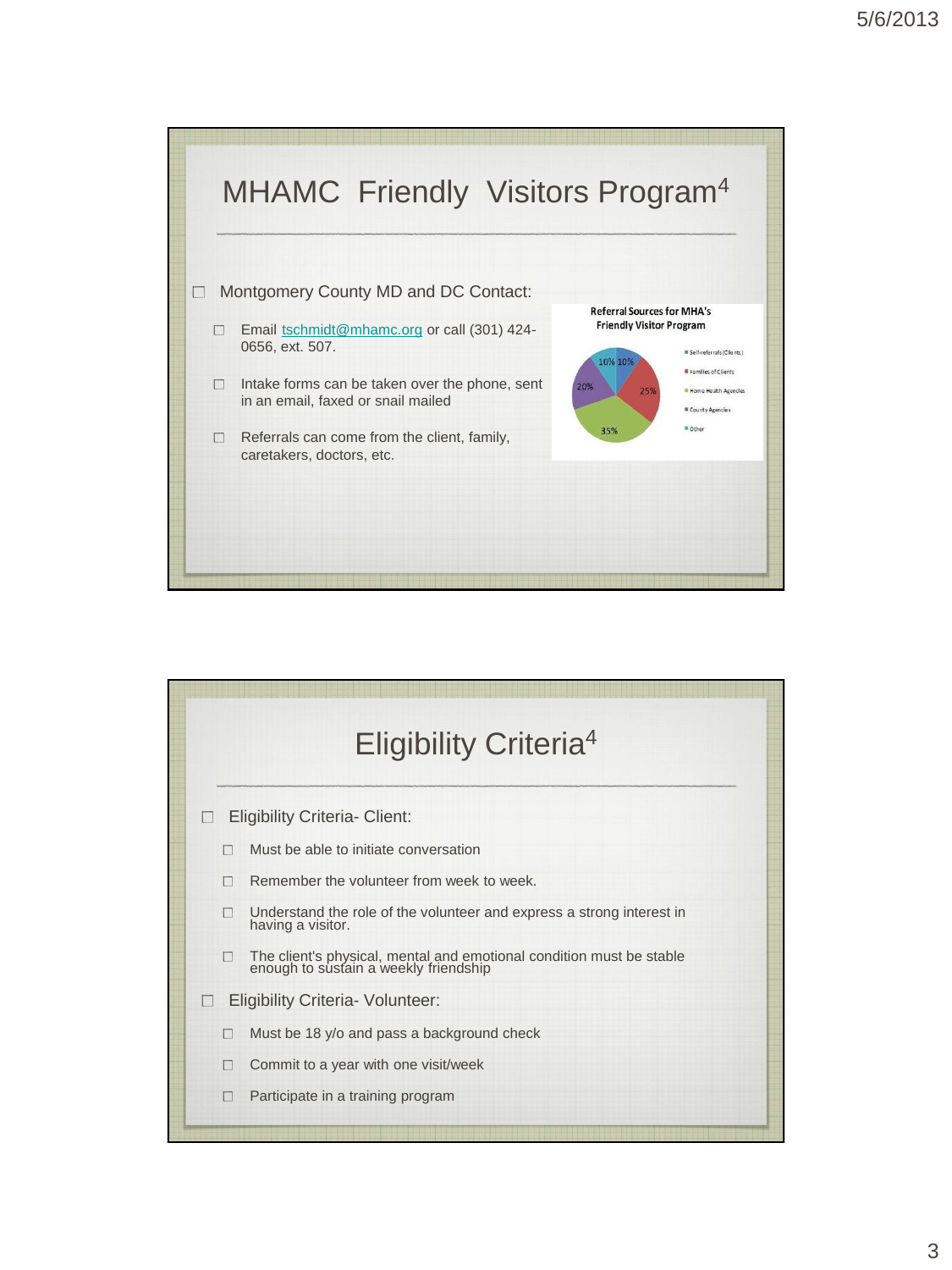## MHAMC Friendly Visitors Program[4]

- Montgomery County MD and DC Contact:
  - Email tschmidt@mhamc.org or call (301) 424-0656, ext. 507.
  - Intake forms can be taken over the phone, sent in an email, faxed or snail mailed
  - Referrals can come from the client, family, caretakers, doctors, etc.

**Referral Sources for MHA's Friendly Visitor Program**

| Source | Percentage |
| --- | --- |
| Self-referrals (Clients) | 10% |
| Families of Clients | 25% |
| Home Health Agencies | 35% |
| County Agencies | 20% |
| Other | 10% |

## Eligibility Criteria[4]

- Eligibility Criteria- Client:
  - Must be able to initiate conversation
  - Remember the volunteer from week to week.
  - Understand the role of the volunteer and express a strong interest in having a visitor.
  - The client's physical, mental and emotional condition must be stable enough to sustain a weekly friendship
- Eligibility Criteria- Volunteer:
  - Must be 18 y/o and pass a background check
  - Commit to a year with one visit/week
  - Participate in a training program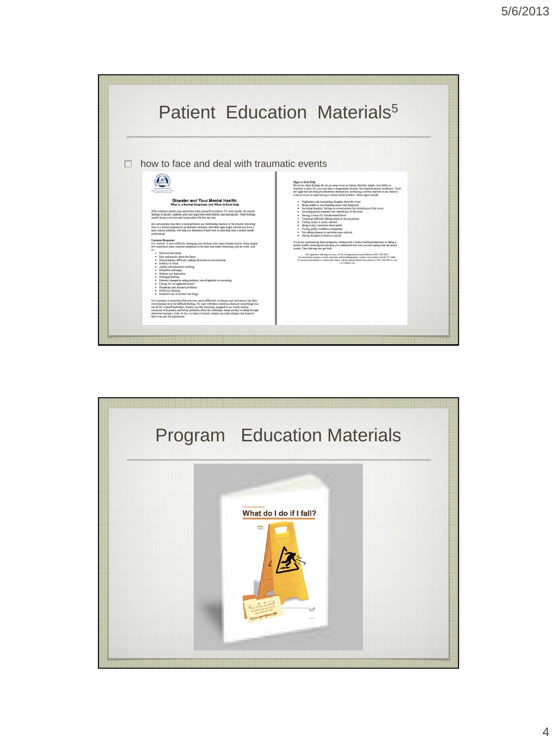## Patient Education Materials[5]

- how to face and deal with traumatic events

## Program Education Materials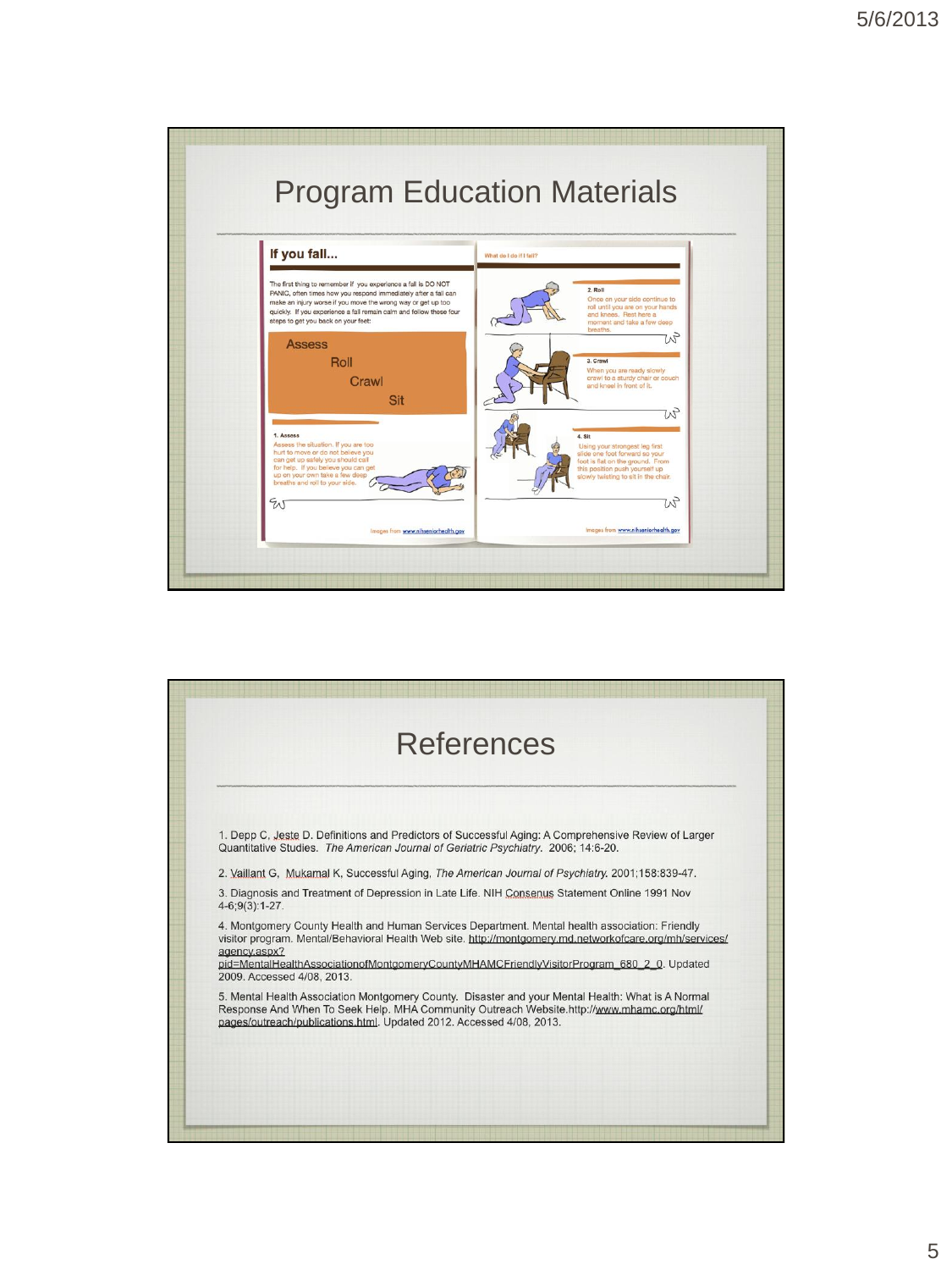## Program Education Materials

**If you fall...**

The first thing to remember if you experience a fall is DO NOT PANIC, often times how you respond immediately after a fall can make an injury worse if you move the wrong way or get up too quickly. If you experience a fall remain calm and follow these four steps to get you back on your feet:

Assess
Roll
Crawl
Sit

1. Assess
Assess the situation. If you are too hurt to move or do not believe you can get up safely you should call for help. If you believe you can get up on your own take a few deep breaths and roll to your side.

Images from www.nihseniorhealth.gov

What do I do if I fall?

2. Roll
Once on your side continue to roll until you are on your hands and knees. Rest here a moment and take a few deep breaths.

3. Crawl
When you are ready slowly crawl to a sturdy chair or couch and kneel in front of it.

4. Sit
Using your strongest leg first slide one foot forward so your foot is flat on the ground. From this position push yourself up slowly twisting to sit in the chair.

Images from www.nihseniorhealth.gov

## References

1. Depp C, Jeste D. Definitions and Predictors of Successful Aging: A Comprehensive Review of Larger Quantitative Studies. *The American Journal of Geriatric Psychiatry*. 2006; 14:6-20.

2. Vaillant G, Mukamal K, Successful Aging, *The American Journal of Psychiatry.* 2001;158:839-47.

3. Diagnosis and Treatment of Depression in Late Life. NIH Consensus Statement Online 1991 Nov 4-6;9(3):1-27.

4. Montgomery County Health and Human Services Department. Mental health association: Friendly visitor program. Mental/Behavioral Health Web site. http://montgomery.md.networkofcare.org/mh/services/agency.aspx?pid=MentalHealthAssociationofMontgomeryCountyMHAMCFriendlyVisitorProgram_680_2_0. Updated 2009. Accessed 4/08, 2013.

5. Mental Health Association Montgomery County. Disaster and your Mental Health: What is A Normal Response And When To Seek Help. MHA Community Outreach Website.http://www.mhamc.org/html/pages/outreach/publications.html. Updated 2012. Accessed 4/08, 2013.